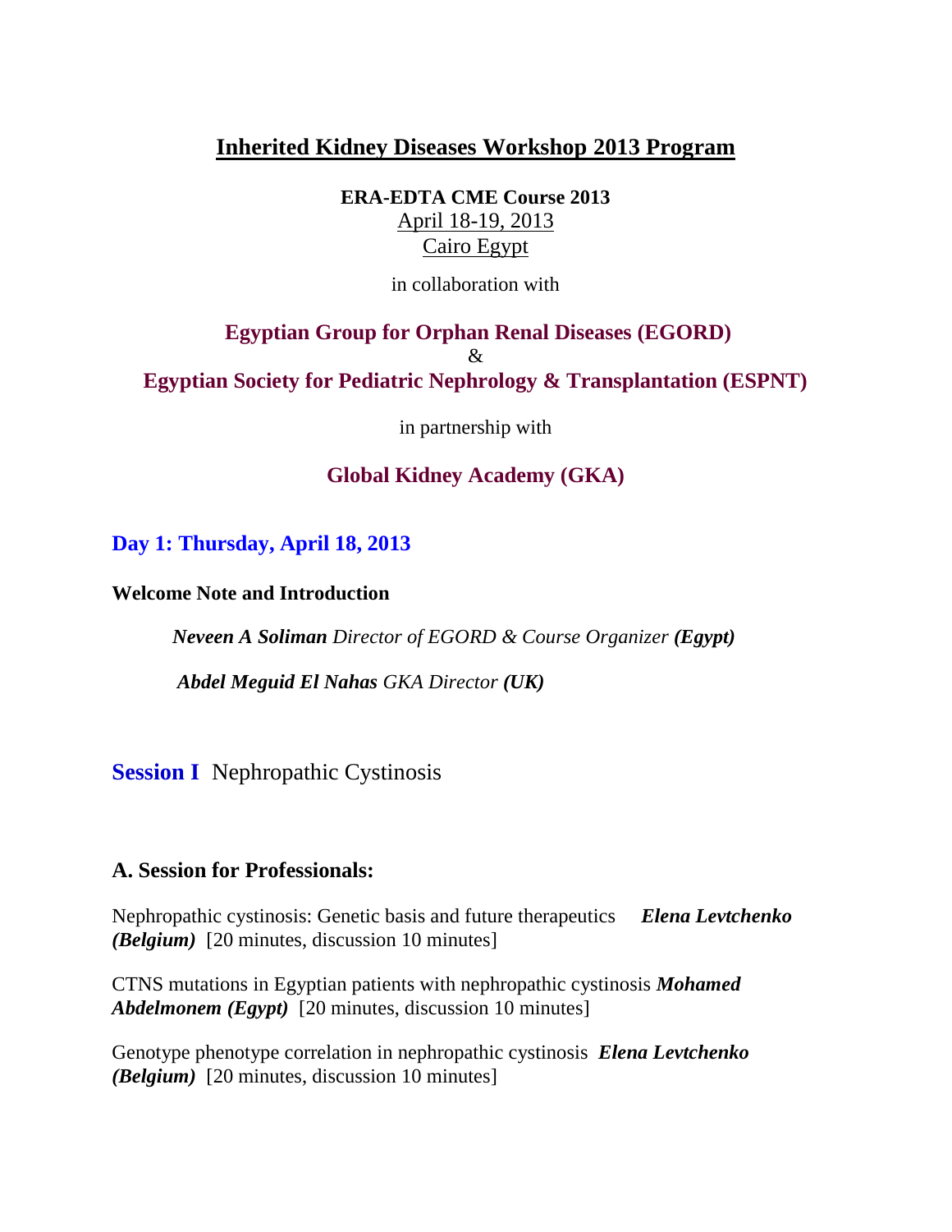# Inherited Kidney Diseases Workshop 2013 Program

**ERA-EDTA CME Course 2013**

April 18-19, 2013

Cairo Egypt

in collaboration with

**Egyptian Group for Orphan Renal Diseases (EGORD)**

&

**Egyptian Society for Pediatric Nephrology & Transplantation (ESPNT)**

in partnership with

**Global Kidney Academy (GKA)**

## Day 1: Thursday, April 18, 2013

**Welcome Note and Introduction**

***Neveen A Soliman*** *Director of EGORD & Course Organizer* ***(Egypt)***

***Abdel Meguid El Nahas*** *GKA Director* ***(UK)***

## **Session I** Nephropathic Cystinosis

### A. Session for Professionals:

Nephropathic cystinosis: Genetic basis and future therapeutics ***Elena Levtchenko (Belgium)*** [20 minutes, discussion 10 minutes]

CTNS mutations in Egyptian patients with nephropathic cystinosis ***Mohamed Abdelmonem (Egypt)*** [20 minutes, discussion 10 minutes]

Genotype phenotype correlation in nephropathic cystinosis ***Elena Levtchenko (Belgium)*** [20 minutes, discussion 10 minutes]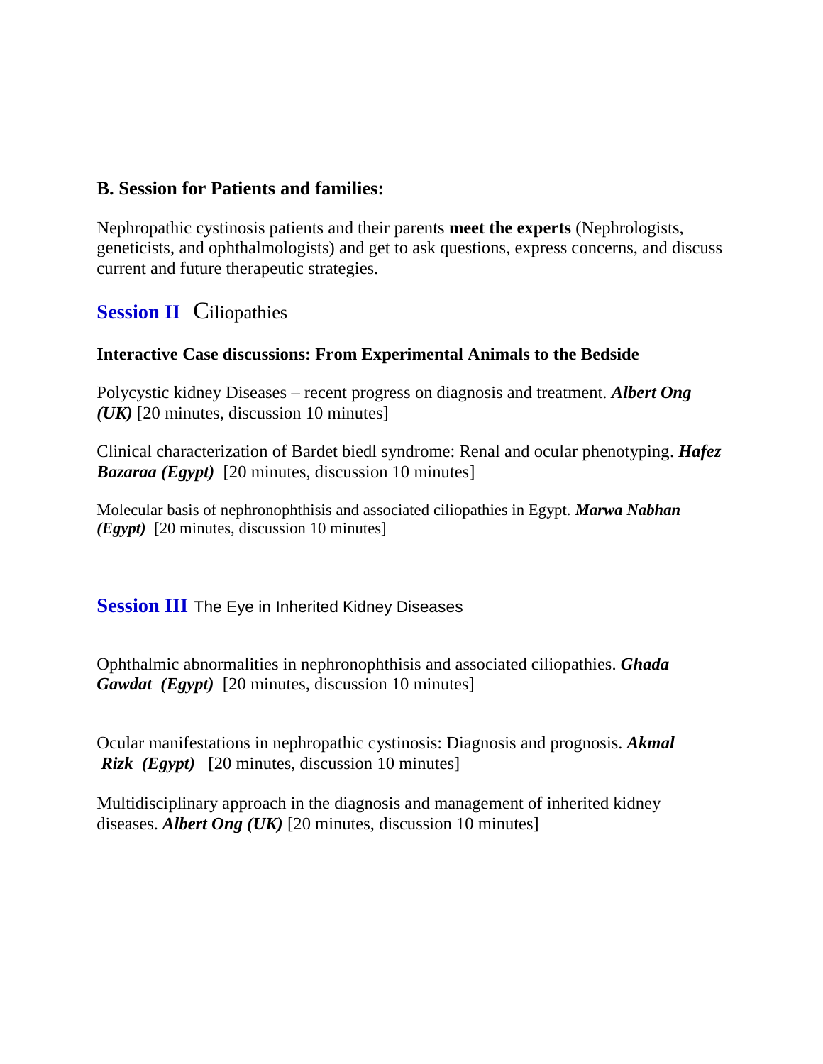### B. Session for Patients and families:

Nephropathic cystinosis patients and their parents **meet the experts** (Nephrologists, geneticists, and ophthalmologists) and get to ask questions, express concerns, and discuss current and future therapeutic strategies.

## Session II Ciliopathies

**Interactive Case discussions: From Experimental Animals to the Bedside**

Polycystic kidney Diseases – recent progress on diagnosis and treatment. ***Albert Ong (UK)*** [20 minutes, discussion 10 minutes]

Clinical characterization of Bardet biedl syndrome: Renal and ocular phenotyping. ***Hafez Bazaraa (Egypt)*** [20 minutes, discussion 10 minutes]

Molecular basis of nephronophthisis and associated ciliopathies in Egypt. ***Marwa Nabhan (Egypt)*** [20 minutes, discussion 10 minutes]

## Session III The Eye in Inherited Kidney Diseases

Ophthalmic abnormalities in nephronophthisis and associated ciliopathies. ***Ghada Gawdat (Egypt)*** [20 minutes, discussion 10 minutes]

Ocular manifestations in nephropathic cystinosis: Diagnosis and prognosis. ***Akmal Rizk (Egypt)*** [20 minutes, discussion 10 minutes]

Multidisciplinary approach in the diagnosis and management of inherited kidney diseases. ***Albert Ong (UK)*** [20 minutes, discussion 10 minutes]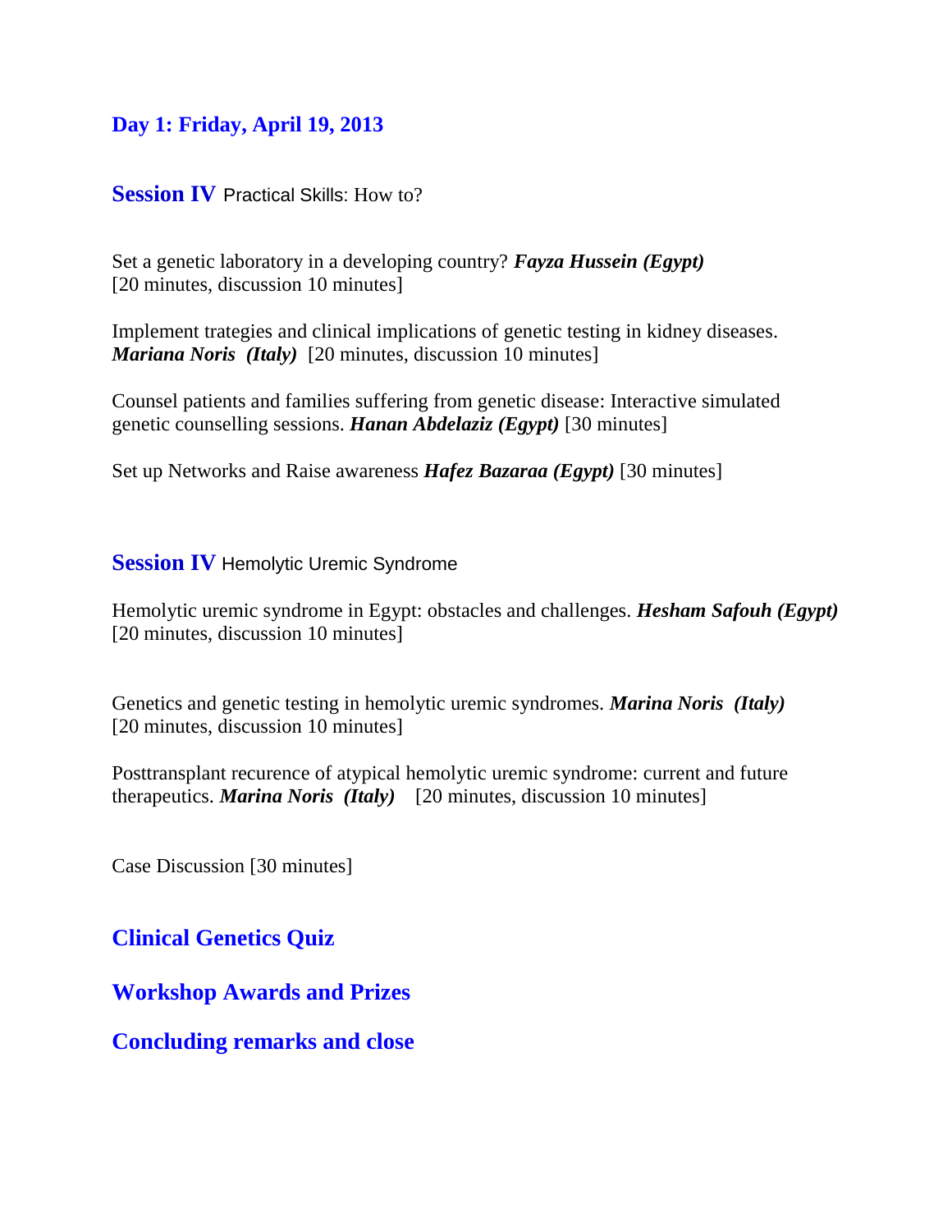## Day 1: Friday, April 19, 2013

### Session IV Practical Skills: How to?

Set a genetic laboratory in a developing country? ***Fayza Hussein (Egypt)***
[20 minutes, discussion 10 minutes]

Implement trategies and clinical implications of genetic testing in kidney diseases. ***Mariana Noris (Italy)*** [20 minutes, discussion 10 minutes]

Counsel patients and families suffering from genetic disease: Interactive simulated genetic counselling sessions. ***Hanan Abdelaziz (Egypt)*** [30 minutes]

Set up Networks and Raise awareness ***Hafez Bazaraa (Egypt)*** [30 minutes]

### Session IV Hemolytic Uremic Syndrome

Hemolytic uremic syndrome in Egypt: obstacles and challenges. ***Hesham Safouh (Egypt)***
[20 minutes, discussion 10 minutes]

Genetics and genetic testing in hemolytic uremic syndromes. ***Marina Noris (Italy)***
[20 minutes, discussion 10 minutes]

Posttransplant recurence of atypical hemolytic uremic syndrome: current and future therapeutics. ***Marina Noris (Italy)*** [20 minutes, discussion 10 minutes]

Case Discussion [30 minutes]

### Clinical Genetics Quiz

### Workshop Awards and Prizes

### Concluding remarks and close